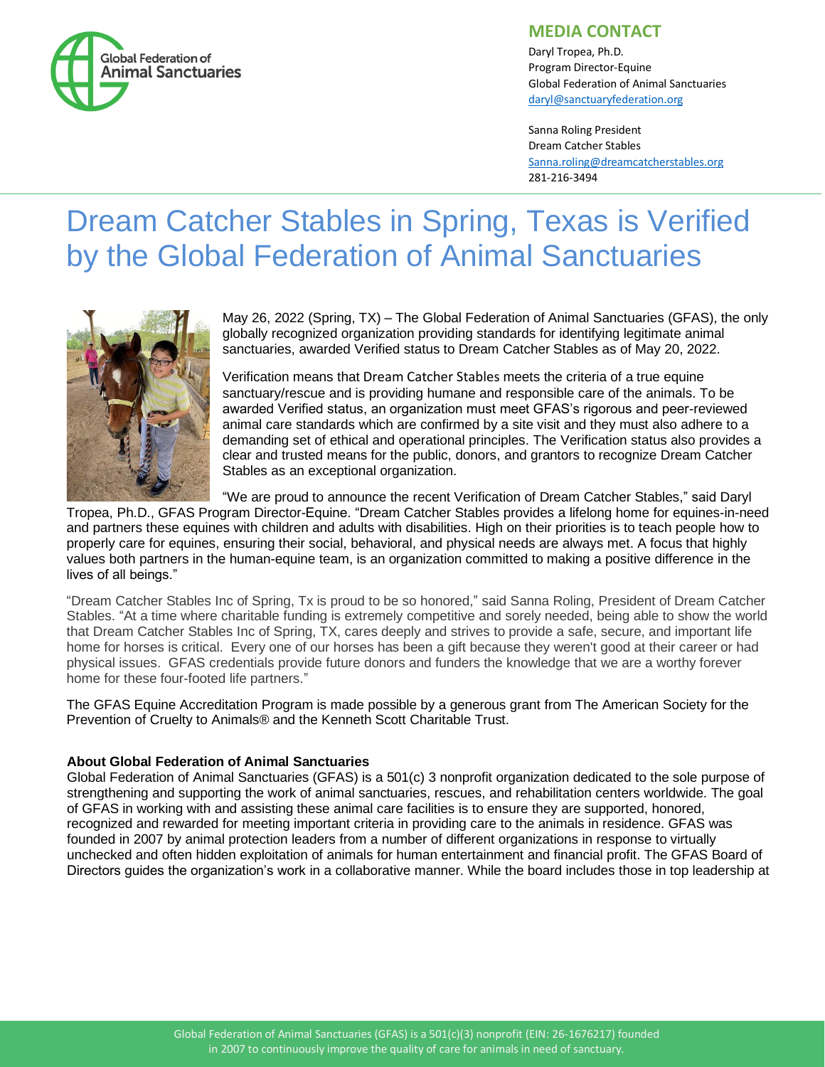Global Federation of Animal Sanctuaries

## MEDIA CONTACT

Daryl Tropea, Ph.D.
Program Director-Equine
Global Federation of Animal Sanctuaries
daryl@sanctuaryfederation.org

Sanna Roling President
Dream Catcher Stables
Sanna.roling@dreamcatcherstables.org
281-216-3494

# Dream Catcher Stables in Spring, Texas is Verified by the Global Federation of Animal Sanctuaries

May 26, 2022 (Spring, TX) – The Global Federation of Animal Sanctuaries (GFAS), the only globally recognized organization providing standards for identifying legitimate animal sanctuaries, awarded Verified status to Dream Catcher Stables as of May 20, 2022.

Verification means that Dream Catcher Stables meets the criteria of a true equine sanctuary/rescue and is providing humane and responsible care of the animals. To be awarded Verified status, an organization must meet GFAS's rigorous and peer-reviewed animal care standards which are confirmed by a site visit and they must also adhere to a demanding set of ethical and operational principles. The Verification status also provides a clear and trusted means for the public, donors, and grantors to recognize Dream Catcher Stables as an exceptional organization.

"We are proud to announce the recent Verification of Dream Catcher Stables," said Daryl Tropea, Ph.D., GFAS Program Director-Equine. "Dream Catcher Stables provides a lifelong home for equines-in-need and partners these equines with children and adults with disabilities. High on their priorities is to teach people how to properly care for equines, ensuring their social, behavioral, and physical needs are always met. A focus that highly values both partners in the human-equine team, is an organization committed to making a positive difference in the lives of all beings."

"Dream Catcher Stables Inc of Spring, Tx is proud to be so honored," said Sanna Roling, President of Dream Catcher Stables. "At a time where charitable funding is extremely competitive and sorely needed, being able to show the world that Dream Catcher Stables Inc of Spring, TX, cares deeply and strives to provide a safe, secure, and important life home for horses is critical. Every one of our horses has been a gift because they weren't good at their career or had physical issues. GFAS credentials provide future donors and funders the knowledge that we are a worthy forever home for these four-footed life partners."

The GFAS Equine Accreditation Program is made possible by a generous grant from The American Society for the Prevention of Cruelty to Animals® and the Kenneth Scott Charitable Trust.

**About Global Federation of Animal Sanctuaries**
Global Federation of Animal Sanctuaries (GFAS) is a 501(c) 3 nonprofit organization dedicated to the sole purpose of strengthening and supporting the work of animal sanctuaries, rescues, and rehabilitation centers worldwide. The goal of GFAS in working with and assisting these animal care facilities is to ensure they are supported, honored, recognized and rewarded for meeting important criteria in providing care to the animals in residence. GFAS was founded in 2007 by animal protection leaders from a number of different organizations in response to virtually unchecked and often hidden exploitation of animals for human entertainment and financial profit. The GFAS Board of Directors guides the organization's work in a collaborative manner. While the board includes those in top leadership at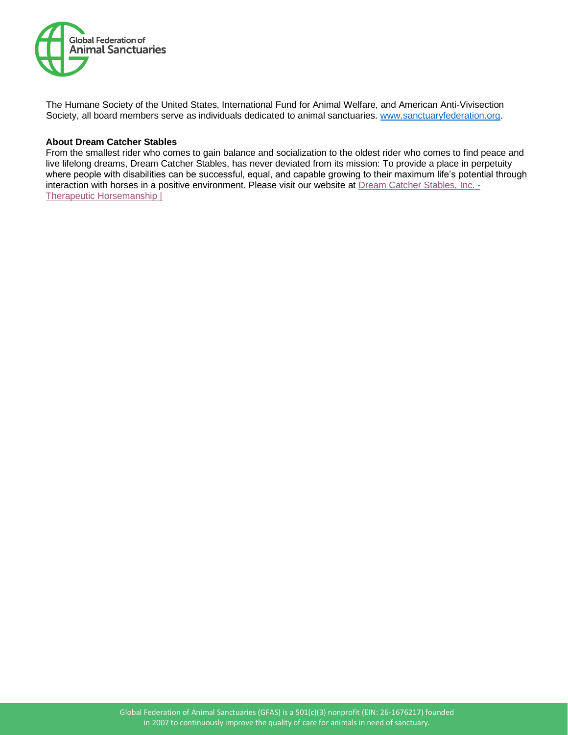The Humane Society of the United States, International Fund for Animal Welfare, and American Anti-Vivisection Society, all board members serve as individuals dedicated to animal sanctuaries. [www.sanctuaryfederation.org](www.sanctuaryfederation.org).

**About Dream Catcher Stables**

From the smallest rider who comes to gain balance and socialization to the oldest rider who comes to find peace and live lifelong dreams, Dream Catcher Stables, has never deviated from its mission: To provide a place in perpetuity where people with disabilities can be successful, equal, and capable growing to their maximum life's potential through interaction with horses in a positive environment. Please visit our website at Dream Catcher Stables, Inc. - Therapeutic Horsemanship |